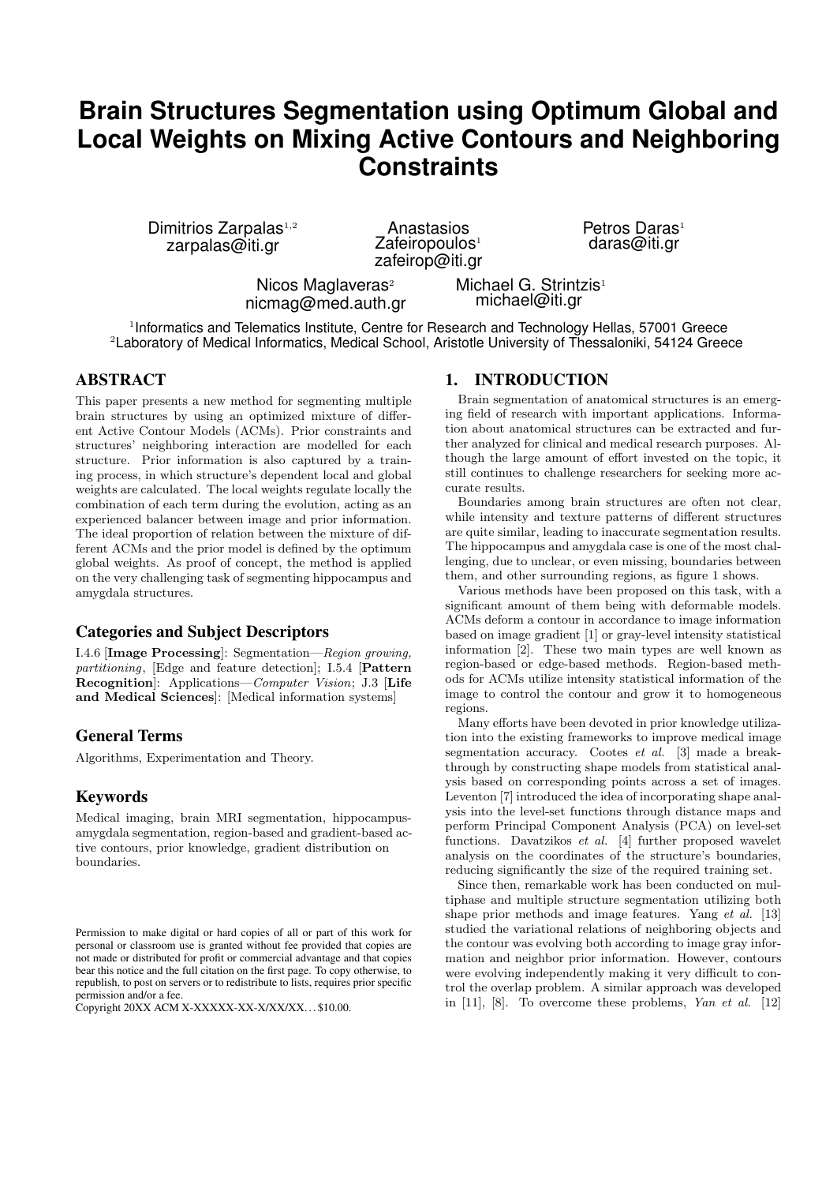# Brain Structures Segmentation using Optimum Global and Local Weights on Mixing Active Contours and Neighboring Constraints

Dimitrios Zarpalas[1,2]
zarpalas@iti.gr

Anastasios Zafeiropoulos[1]
zafeirop@iti.gr

Petros Daras[1]
daras@iti.gr

Nicos Maglaveras[2]
nicmag@med.auth.gr

Michael G. Strintzis[1]
michael@iti.gr

[1]Informatics and Telematics Institute, Centre for Research and Technology Hellas, 57001 Greece
[2]Laboratory of Medical Informatics, Medical School, Aristotle University of Thessaloniki, 54124 Greece

## ABSTRACT

This paper presents a new method for segmenting multiple brain structures by using an optimized mixture of different Active Contour Models (ACMs). Prior constraints and structures' neighboring interaction are modelled for each structure. Prior information is also captured by a training process, in which structure's dependent local and global weights are calculated. The local weights regulate locally the combination of each term during the evolution, acting as an experienced balancer between image and prior information. The ideal proportion of relation between the mixture of different ACMs and the prior model is defined by the optimum global weights. As proof of concept, the method is applied on the very challenging task of segmenting hippocampus and amygdala structures.

### Categories and Subject Descriptors

I.4.6 [**Image Processing**]: Segmentation—*Region growing, partitioning*, [Edge and feature detection]; I.5.4 [**Pattern Recognition**]: Applications—*Computer Vision*; J.3 [**Life and Medical Sciences**]: [Medical information systems]

### General Terms

Algorithms, Experimentation and Theory.

### Keywords

Medical imaging, brain MRI segmentation, hippocampus-amygdala segmentation, region-based and gradient-based active contours, prior knowledge, gradient distribution on boundaries.

Permission to make digital or hard copies of all or part of this work for personal or classroom use is granted without fee provided that copies are not made or distributed for profit or commercial advantage and that copies bear this notice and the full citation on the first page. To copy otherwise, to republish, to post on servers or to redistribute to lists, requires prior specific permission and/or a fee.
Copyright 20XX ACM X-XXXXX-XX-X/XX/XX...$10.00.

## 1. INTRODUCTION

Brain segmentation of anatomical structures is an emerging field of research with important applications. Information about anatomical structures can be extracted and further analyzed for clinical and medical research purposes. Although the large amount of effort invested on the topic, it still continues to challenge researchers for seeking more accurate results.

Boundaries among brain structures are often not clear, while intensity and texture patterns of different structures are quite similar, leading to inaccurate segmentation results. The hippocampus and amygdala case is one of the most challenging, due to unclear, or even missing, boundaries between them, and other surrounding regions, as figure 1 shows.

Various methods have been proposed on this task, with a significant amount of them being with deformable models. ACMs deform a contour in accordance to image information based on image gradient [1] or gray-level intensity statistical information [2]. These two main types are well known as region-based or edge-based methods. Region-based methods for ACMs utilize intensity statistical information of the image to control the contour and grow it to homogeneous regions.

Many efforts have been devoted in prior knowledge utilization into the existing frameworks to improve medical image segmentation accuracy. Cootes *et al.* [3] made a breakthrough by constructing shape models from statistical analysis based on corresponding points across a set of images. Leventon [7] introduced the idea of incorporating shape analysis into the level-set functions through distance maps and perform Principal Component Analysis (PCA) on level-set functions. Davatzikos *et al.* [4] further proposed wavelet analysis on the coordinates of the structure's boundaries, reducing significantly the size of the required training set.

Since then, remarkable work has been conducted on multiphase and multiple structure segmentation utilizing both shape prior methods and image features. Yang *et al.* [13] studied the variational relations of neighboring objects and the contour was evolving both according to image gray information and neighbor prior information. However, contours were evolving independently making it very difficult to control the overlap problem. A similar approach was developed in [11], [8]. To overcome these problems, *Yan et al.* [12]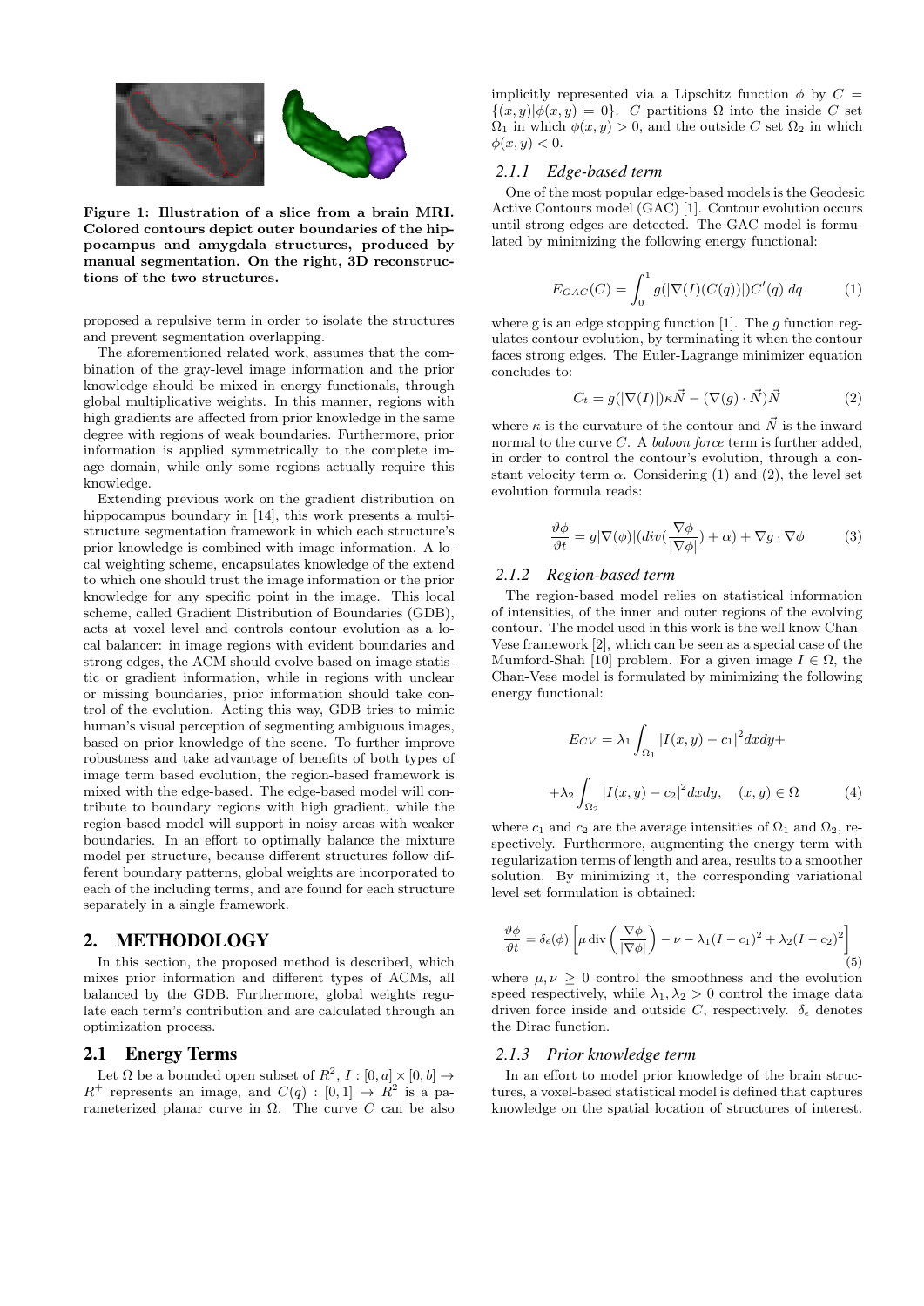**Figure 1: Illustration of a slice from a brain MRI. Colored contours depict outer boundaries of the hippocampus and amygdala structures, produced by manual segmentation. On the right, 3D reconstructions of the two structures.**

proposed a repulsive term in order to isolate the structures and prevent segmentation overlapping.

The aforementioned related work, assumes that the combination of the gray-level image information and the prior knowledge should be mixed in energy functionals, through global multiplicative weights. In this manner, regions with high gradients are affected from prior knowledge in the same degree with regions of weak boundaries. Furthermore, prior information is applied symmetrically to the complete image domain, while only some regions actually require this knowledge.

Extending previous work on the gradient distribution on hippocampus boundary in [14], this work presents a multi-structure segmentation framework in which each structure's prior knowledge is combined with image information. A local weighting scheme, encapsulates knowledge of the extend to which one should trust the image information or the prior knowledge for any specific point in the image. This local scheme, called Gradient Distribution of Boundaries (GDB), acts at voxel level and controls contour evolution as a local balancer: in image regions with evident boundaries and strong edges, the ACM should evolve based on image statistic or gradient information, while in regions with unclear or missing boundaries, prior information should take control of the evolution. Acting this way, GDB tries to mimic human's visual perception of segmenting ambiguous images, based on prior knowledge of the scene. To further improve robustness and take advantage of benefits of both types of image term based evolution, the region-based framework is mixed with the edge-based. The edge-based model will contribute to boundary regions with high gradient, while the region-based model will support in noisy areas with weaker boundaries. In an effort to optimally balance the mixture model per structure, because different structures follow different boundary patterns, global weights are incorporated to each of the including terms, and are found for each structure separately in a single framework.

## 2. METHODOLOGY

In this section, the proposed method is described, which mixes prior information and different types of ACMs, all balanced by the GDB. Furthermore, global weights regulate each term's contribution and are calculated through an optimization process.

### 2.1 Energy Terms

Let $\Omega$ be a bounded open subset of $R^2$, $I : [0, a] \times [0, b] \rightarrow R^+$ represents an image, and $C(q) : [0, 1] \rightarrow R^2$ is a parameterized planar curve in $\Omega$. The curve $C$ can be also implicitly represented via a Lipschitz function $\phi$ by $C = \{(x, y)|\phi(x, y) = 0\}$. $C$ partitions $\Omega$ into the inside $C$ set $\Omega_1$ in which $\phi(x, y) > 0$, and the outside $C$ set $\Omega_2$ in which $\phi(x, y) < 0$.

#### 2.1.1 *Edge-based term*

One of the most popular edge-based models is the Geodesic Active Contours model (GAC) [1]. Contour evolution occurs until strong edges are detected. The GAC model is formulated by minimizing the following energy functional:

$$E_{GAC}(C) = \int_0^1 g(|\nabla(I)(C(q))|)C'(q)|dq \qquad (1)$$

where g is an edge stopping function [1]. The $g$ function regulates contour evolution, by terminating it when the contour faces strong edges. The Euler-Lagrange minimizer equation concludes to:

$$C_t = g(|\nabla(I)|)\kappa\vec{N} - (\nabla(g) \cdot \vec{N})\vec{N} \qquad (2)$$

where $\kappa$ is the curvature of the contour and $\vec{N}$ is the inward normal to the curve $C$. A *baloon force* term is further added, in order to control the contour's evolution, through a constant velocity term $\alpha$. Considering (1) and (2), the level set evolution formula reads:

$$\frac{\vartheta\phi}{\vartheta t} = g|\nabla(\phi)|(div(\frac{\nabla\phi}{|\nabla\phi|}) + \alpha) + \nabla g \cdot \nabla\phi \qquad (3)$$

#### 2.1.2 *Region-based term*

The region-based model relies on statistical information of intensities, of the inner and outer regions of the evolving contour. The model used in this work is the well know Chan-Vese framework [2], which can be seen as a special case of the Mumford-Shah [10] problem. For a given image $I \in \Omega$, the Chan-Vese model is formulated by minimizing the following energy functional:

$$E_{CV} = \lambda_1 \int_{\Omega_1} |I(x, y) - c_1|^2 dxdy +$$

$$+\lambda_2 \int_{\Omega_2} |I(x, y) - c_2|^2 dxdy, \quad (x, y) \in \Omega \qquad (4)$$

where $c_1$ and $c_2$ are the average intensities of $\Omega_1$ and $\Omega_2$, respectively. Furthermore, augmenting the energy term with regularization terms of length and area, results to a smoother solution. By minimizing it, the corresponding variational level set formulation is obtained:

$$\frac{\vartheta\phi}{\vartheta t} = \delta_\epsilon(\phi)\left[\mu \operatorname{div}\left(\frac{\nabla\phi}{|\nabla\phi|}\right) - \nu - \lambda_1(I - c_1)^2 + \lambda_2(I - c_2)^2\right] \qquad (5)$$

where $\mu, \nu \geq 0$ control the smoothness and the evolution speed respectively, while $\lambda_1, \lambda_2 > 0$ control the image data driven force inside and outside $C$, respectively. $\delta_\epsilon$ denotes the Dirac function.

#### 2.1.3 *Prior knowledge term*

In an effort to model prior knowledge of the brain structures, a voxel-based statistical model is defined that captures knowledge on the spatial location of structures of interest.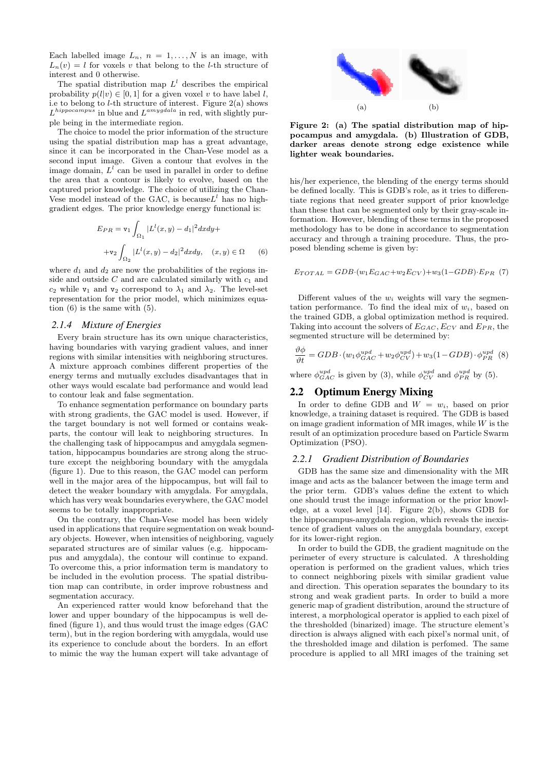Each labelled image $L_n$, $n = 1, \ldots, N$ is an image, with $L_n(v) = l$ for voxels $v$ that belong to the $l$-th structure of interest and 0 otherwise.

The spatial distribution map $L^l$ describes the empirical probability $p(l|v) \in [0, 1]$ for a given voxel $v$ to have label $l$, i.e to belong to $l$-th structure of interest. Figure 2(a) shows $L^{hippocampus}$ in blue and $L^{amygdala}$ in red, with slightly purple being in the intermediate region.

The choice to model the prior information of the structure using the spatial distribution map has a great advantage, since it can be incorporated in the Chan-Vese model as a second input image. Given a contour that evolves in the image domain, $L^l$ can be used in parallel in order to define the area that a contour is likely to evolve, based on the captured prior knowledge. The choice of utilizing the Chan-Vese model instead of the GAC, is because$L^l$ has no high-gradient edges. The prior knowledge energy functional is:

$$E_{PR} = \mathtt{v}_1 \int_{\Omega_1} |L^l(x, y) - d_1|^2 dxdy +$$
$$+ \mathtt{v}_2 \int_{\Omega_2} |L^l(x, y) - d_2|^2 dxdy, \quad (x, y) \in \Omega \qquad (6)$$

where $d_1$ and $d_2$ are now the probabilities of the regions inside and outside $C$ and are calculated similarly with $c_1$ and $c_2$ while $\mathtt{v}_1$ and $\mathtt{v}_2$ correspond to $\lambda_1$ and $\lambda_2$. The level-set representation for the prior model, which minimizes equation (6) is the same with (5).

### 2.1.4 Mixture of Energies

Every brain structure has its own unique characteristics, having boundaries with varying gradient values, and inner regions with similar intensities with neighboring structures. A mixture approach combines different properties of the energy terms and mutually excludes disadvantages that in other ways would escalate bad performance and would lead to contour leak and false segmentation.

To enhance segmentation performance on boundary parts with strong gradients, the GAC model is used. However, if the target boundary is not well formed or contains weak-parts, the contour will leak to neighboring structures. In the challenging task of hippocampus and amygdala segmentation, hippocampus boundaries are strong along the structure except the neighboring boundary with the amygdala (figure 1). Due to this reason, the GAC model can perform well in the major area of the hippocampus, but will fail to detect the weaker boundary with amygdala. For amygdala, which has very weak boundaries everywhere, the GAC model seems to be totally inappropriate.

On the contrary, the Chan-Vese model has been widely used in applications that require segmentation on weak boundary objects. However, when intensities of neighboring, vaguely separated structures are of similar values (e.g. hippocampus and amygdala), the contour will continue to expand. To overcome this, a prior information term is mandatory to be included in the evolution process. The spatial distribution map can contribute, in order improve robustness and segmentation accuracy.

An experienced ratter would know beforehand that the lower and upper boundary of the hippocampus is well defined (figure 1), and thus would trust the image edges (GAC term), but in the region bordering with amygdala, would use its experience to conclude about the borders. In an effort to mimic the way the human expert will take advantage of his/her experience, the blending of the energy terms should be defined locally. This is GDB's role, as it tries to differentiate regions that need greater support of prior knowledge than these that can be segmented only by their gray-scale information. However, blending of these terms in the proposed methodology has to be done in accordance to segmentation accuracy and through a training procedure. Thus, the proposed blending scheme is given by:

(a) (b)

**Figure 2: (a) The spatial distribution map of hippocampus and amygdala. (b) Illustration of GDB, darker areas denote strong edge existence while lighter weak boundaries.**

$$E_{TOTAL} = GDB \cdot (w_1 E_{GAC} + w_2 E_{CV}) + w_3 (1 - GDB) \cdot E_{PR} \quad (7)$$

Different values of the $w_i$ weights will vary the segmentation performance. To find the ideal mix of $w_i$, based on the trained GDB, a global optimization method is required. Taking into account the solvers of $E_{GAC}$, $E_{CV}$ and $E_{PR}$, the segmented structure will be determined by:

$$\frac{\vartheta\phi}{\vartheta t} = GDB \cdot (w_1 \phi_{GAC}^{upd} + w_2 \phi_{CV}^{upd}) + w_3 (1 - GDB) \cdot \phi_{PR}^{upd} \quad (8)$$

where $\phi_{GAC}^{upd}$ is given by (3), while $\phi_{CV}^{upd}$ and $\phi_{PR}^{upd}$ by (5).

## 2.2 Optimum Energy Mixing

In order to define GDB and $W = w_i$, based on prior knowledge, a training dataset is required. The GDB is based on image gradient information of MR images, while $W$ is the result of an optimization procedure based on Particle Swarm Optimization (PSO).

### 2.2.1 Gradient Distribution of Boundaries

GDB has the same size and dimensionality with the MR image and acts as the balancer between the image term and the prior term. GDB's values define the extent to which one should trust the image information or the prior knowledge, at a voxel level [14]. Figure 2(b), shows GDB for the hippocampus-amygdala region, which reveals the inexistence of gradient values on the amygdala boundary, except for its lower-right region.

In order to build the GDB, the gradient magnitude on the perimeter of every structure is calculated. A thresholding operation is performed on the gradient values, which tries to connect neighboring pixels with similar gradient value and direction. This operation separates the boundary to its strong and weak gradient parts. In order to build a more generic map of gradient distribution, around the structure of interest, a morphological operator is applied to each pixel of the thresholded (binarized) image. The structure element's direction is always aligned with each pixel's normal unit, of the thresholded image and dilation is perfomed. The same procedure is applied to all MRI images of the training set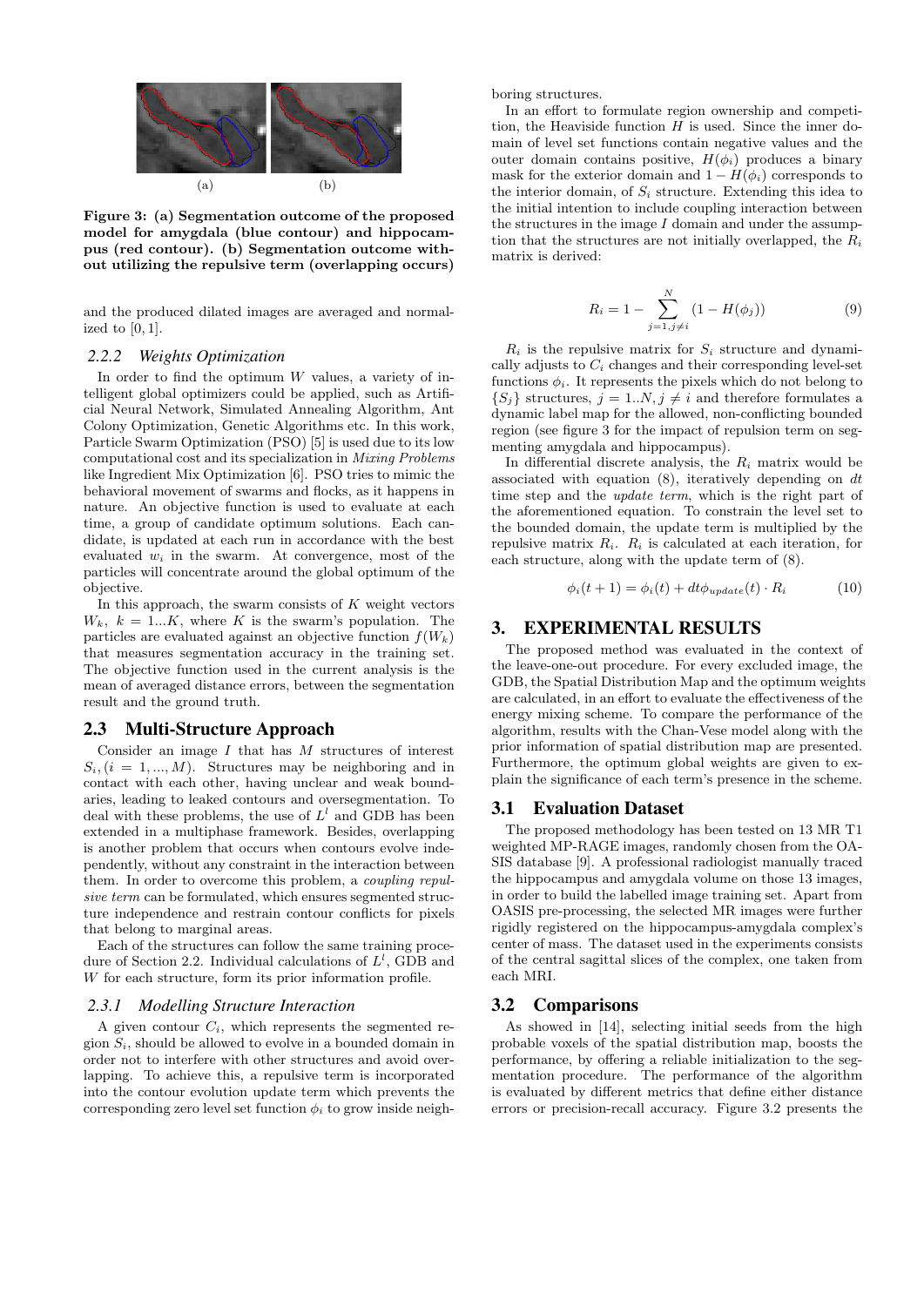(a) (b)

**Figure 3: (a) Segmentation outcome of the proposed model for amygdala (blue contour) and hippocampus (red contour). (b) Segmentation outcome without utilizing the repulsive term (overlapping occurs)**

and the produced dilated images are averaged and normalized to $[0, 1]$.

### 2.2.2 Weights Optimization

In order to find the optimum $W$ values, a variety of intelligent global optimizers could be applied, such as Artificial Neural Network, Simulated Annealing Algorithm, Ant Colony Optimization, Genetic Algorithms etc. In this work, Particle Swarm Optimization (PSO) [5] is used due to its low computational cost and its specialization in *Mixing Problems* like Ingredient Mix Optimization [6]. PSO tries to mimic the behavioral movement of swarms and flocks, as it happens in nature. An objective function is used to evaluate at each time, a group of candidate optimum solutions. Each candidate, is updated at each run in accordance with the best evaluated $w_i$ in the swarm. At convergence, most of the particles will concentrate around the global optimum of the objective.

In this approach, the swarm consists of $K$ weight vectors $W_k,\ k = 1...K$, where $K$ is the swarm's population. The particles are evaluated against an objective function $f(W_k)$ that measures segmentation accuracy in the training set. The objective function used in the current analysis is the mean of averaged distance errors, between the segmentation result and the ground truth.

## 2.3 Multi-Structure Approach

Consider an image $I$ that has $M$ structures of interest $S_i, (i = 1, ..., M)$. Structures may be neighboring and in contact with each other, having unclear and weak boundaries, leading to leaked contours and oversegmentation. To deal with these problems, the use of $L^l$ and GDB has been extended in a multiphase framework. Besides, overlapping is another problem that occurs when contours evolve independently, without any constraint in the interaction between them. In order to overcome this problem, a *coupling repulsive term* can be formulated, which ensures segmented structure independence and restrain contour conflicts for pixels that belong to marginal areas.

Each of the structures can follow the same training procedure of Section 2.2. Individual calculations of $L^l$, GDB and $W$ for each structure, form its prior information profile.

### 2.3.1 Modelling Structure Interaction

A given contour $C_i$, which represents the segmented region $S_i$, should be allowed to evolve in a bounded domain in order not to interfere with other structures and avoid overlapping. To achieve this, a repulsive term is incorporated into the contour evolution update term which prevents the corresponding zero level set function $\phi_i$ to grow inside neighboring structures.

In an effort to formulate region ownership and competition, the Heaviside function $H$ is used. Since the inner domain of level set functions contain negative values and the outer domain contains positive, $H(\phi_i)$ produces a binary mask for the exterior domain and $1 - H(\phi_i)$ corresponds to the interior domain, of $S_i$ structure. Extending this idea to the initial intention to include coupling interaction between the structures in the image $I$ domain and under the assumption that the structures are not initially overlapped, the $R_i$ matrix is derived:

$$R_i = 1 - \sum_{j=1, j\neq i}^{N} (1 - H(\phi_j)) \tag{9}$$

$R_i$ is the repulsive matrix for $S_i$ structure and dynamically adjusts to $C_i$ changes and their corresponding level-set functions $\phi_i$. It represents the pixels which do not belong to $\{S_j\}$ structures, $j = 1..N, j \neq i$ and therefore formulates a dynamic label map for the allowed, non-conflicting bounded region (see figure 3 for the impact of repulsion term on segmenting amygdala and hippocampus).

In differential discrete analysis, the $R_i$ matrix would be associated with equation (8), iteratively depending on $dt$ time step and the *update term*, which is the right part of the aforementioned equation. To constrain the level set to the bounded domain, the update term is multiplied by the repulsive matrix $R_i$. $R_i$ is calculated at each iteration, for each structure, along with the update term of (8).

$$\phi_i(t+1) = \phi_i(t) + dt\phi_{update}(t) \cdot R_i \tag{10}$$

# 3. EXPERIMENTAL RESULTS

The proposed method was evaluated in the context of the leave-one-out procedure. For every excluded image, the GDB, the Spatial Distribution Map and the optimum weights are calculated, in an effort to evaluate the effectiveness of the energy mixing scheme. To compare the performance of the algorithm, results with the Chan-Vese model along with the prior information of spatial distribution map are presented. Furthermore, the optimum global weights are given to explain the significance of each term's presence in the scheme.

## 3.1 Evaluation Dataset

The proposed methodology has been tested on 13 MR T1 weighted MP-RAGE images, randomly chosen from the OASIS database [9]. A professional radiologist manually traced the hippocampus and amygdala volume on those 13 images, in order to build the labelled image training set. Apart from OASIS pre-processing, the selected MR images were further rigidly registered on the hippocampus-amygdala complex's center of mass. The dataset used in the experiments consists of the central sagittal slices of the complex, one taken from each MRI.

## 3.2 Comparisons

As showed in [14], selecting initial seeds from the high probable voxels of the spatial distribution map, boosts the performance, by offering a reliable initialization to the segmentation procedure. The performance of the algorithm is evaluated by different metrics that define either distance errors or precision-recall accuracy. Figure 3.2 presents the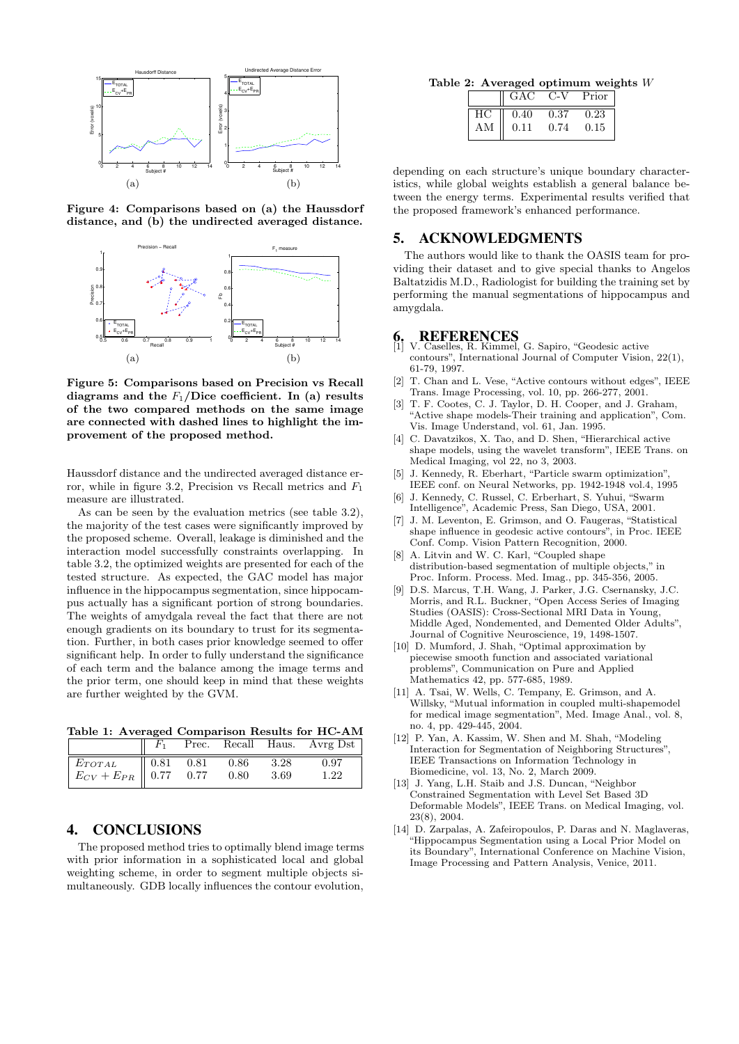Hausdorff Distance

Error (voxels)

$E_{TOTAL}$

$E_{CV}+E_{PR}$

Subject #

(a)

Undirected Average Distance Error

Error (voxels)

$E_{TOTAL}$

$E_{CV}+E_{PR}$

Subject #

(b)

**Figure 4: Comparisons based on (a) the Haussdorf distance, and (b) the undirected averaged distance.**

Precision – Recall

Precision

Recall

$E_{TOTAL}$

$E_{CV}+E_{PR}$

(a)

$F_1$ measure

Fb

Subject #

$E_{TOTAL}$

$E_{CV}+E_{PR}$

(b)

**Figure 5: Comparisons based on Precision vs Recall diagrams and the $F_1$/Dice coefficient. In (a) results of the two compared methods on the same image are connected with dashed lines to highlight the improvement of the proposed method.**

Haussdorf distance and the undirected averaged distance error, while in figure 3.2, Precision vs Recall metrics and $F_1$ measure are illustrated.

As can be seen by the evaluation metrics (see table 3.2), the majority of the test cases were significantly improved by the proposed scheme. Overall, leakage is diminished and the interaction model successfully constraints overlapping. In table 3.2, the optimized weights are presented for each of the tested structure. As expected, the GAC model has major influence in the hippocampus segmentation, since hippocampus actually has a significant portion of strong boundaries. The weights of amydgala reveal the fact that there are not enough gradients on its boundary to trust for its segmentation. Further, in both cases prior knowledge seemed to offer significant help. In order to fully understand the significance of each term and the balance among the image terms and the prior term, one should keep in mind that these weights are further weighted by the GVM.

**Table 1: Averaged Comparison Results for HC-AM**

| | $F_1$ | Prec. | Recall | Haus. | Avrg Dst |
|---|---|---|---|---|---|
| $E_{TOTAL}$ | 0.81 | 0.81 | 0.86 | 3.28 | 0.97 |
| $E_{CV} + E_{PR}$ | 0.77 | 0.77 | 0.80 | 3.69 | 1.22 |

## 4. CONCLUSIONS

The proposed method tries to optimally blend image terms with prior information in a sophisticated local and global weighting scheme, in order to segment multiple objects simultaneously. GDB locally influences the contour evolution, depending on each structure's unique boundary characteristics, while global weights establish a general balance between the energy terms. Experimental results verified that the proposed framework's enhanced performance.

**Table 2: Averaged optimum weights $W$**

| | GAC | C-V | Prior |
|---|---|---|---|
| HC | 0.40 | 0.37 | 0.23 |
| AM | 0.11 | 0.74 | 0.15 |

## 5. ACKNOWLEDGMENTS

The authors would like to thank the OASIS team for providing their dataset and to give special thanks to Angelos Baltatzidis M.D., Radiologist for building the training set by performing the manual segmentations of hippocampus and amygdala.

## 6. REFERENCES

[1] V. Caselles, R. Kimmel, G. Sapiro, "Geodesic active contours", International Journal of Computer Vision, 22(1), 61-79, 1997.

[2] T. Chan and L. Vese, "Active contours without edges", IEEE Trans. Image Processing, vol. 10, pp. 266-277, 2001.

[3] T. F. Cootes, C. J. Taylor, D. H. Cooper, and J. Graham, "Active shape models-Their training and application", Com. Vis. Image Understand, vol. 61, Jan. 1995.

[4] C. Davatzikos, X. Tao, and D. Shen, "Hierarchical active shape models, using the wavelet transform", IEEE Trans. on Medical Imaging, vol 22, no 3, 2003.

[5] J. Kennedy, R. Eberhart, "Particle swarm optimization", IEEE conf. on Neural Networks, pp. 1942-1948 vol.4, 1995

[6] J. Kennedy, C. Russel, C. Erberhart, S. Yuhui, "Swarm Intelligence", Academic Press, San Diego, USA, 2001.

[7] J. M. Leventon, E. Grimson, and O. Faugeras, "Statistical shape influence in geodesic active contours", in Proc. IEEE Conf. Comp. Vision Pattern Recognition, 2000.

[8] A. Litvin and W. C. Karl, "Coupled shape distribution-based segmentation of multiple objects," in Proc. Inform. Process. Med. Imag., pp. 345-356, 2005.

[9] D.S. Marcus, T.H. Wang, J. Parker, J.G. Csernansky, J.C. Morris, and R.L. Buckner, "Open Access Series of Imaging Studies (OASIS): Cross-Sectional MRI Data in Young, Middle Aged, Nondemented, and Demented Older Adults", Journal of Cognitive Neuroscience, 19, 1498-1507.

[10] D. Mumford, J. Shah, "Optimal approximation by piecewise smooth function and associated variational problems", Communication on Pure and Applied Mathematics 42, pp. 577-685, 1989.

[11] A. Tsai, W. Wells, C. Tempany, E. Grimson, and A. Willsky, "Mutual information in coupled multi-shapemodel for medical image segmentation", Med. Image Anal., vol. 8, no. 4, pp. 429-445, 2004.

[12] P. Yan, A. Kassim, W. Shen and M. Shah, "Modeling Interaction for Segmentation of Neighboring Structures", IEEE Transactions on Information Technology in Biomedicine, vol. 13, No. 2, March 2009.

[13] J. Yang, L.H. Staib and J.S. Duncan, "Neighbor Constrained Segmentation with Level Set Based 3D Deformable Models", IEEE Trans. on Medical Imaging, vol. 23(8), 2004.

[14] D. Zarpalas, A. Zafeiropoulos, P. Daras and N. Maglaveras, "Hippocampus Segmentation using a Local Prior Model on its Boundary", International Conference on Machine Vision, Image Processing and Pattern Analysis, Venice, 2011.